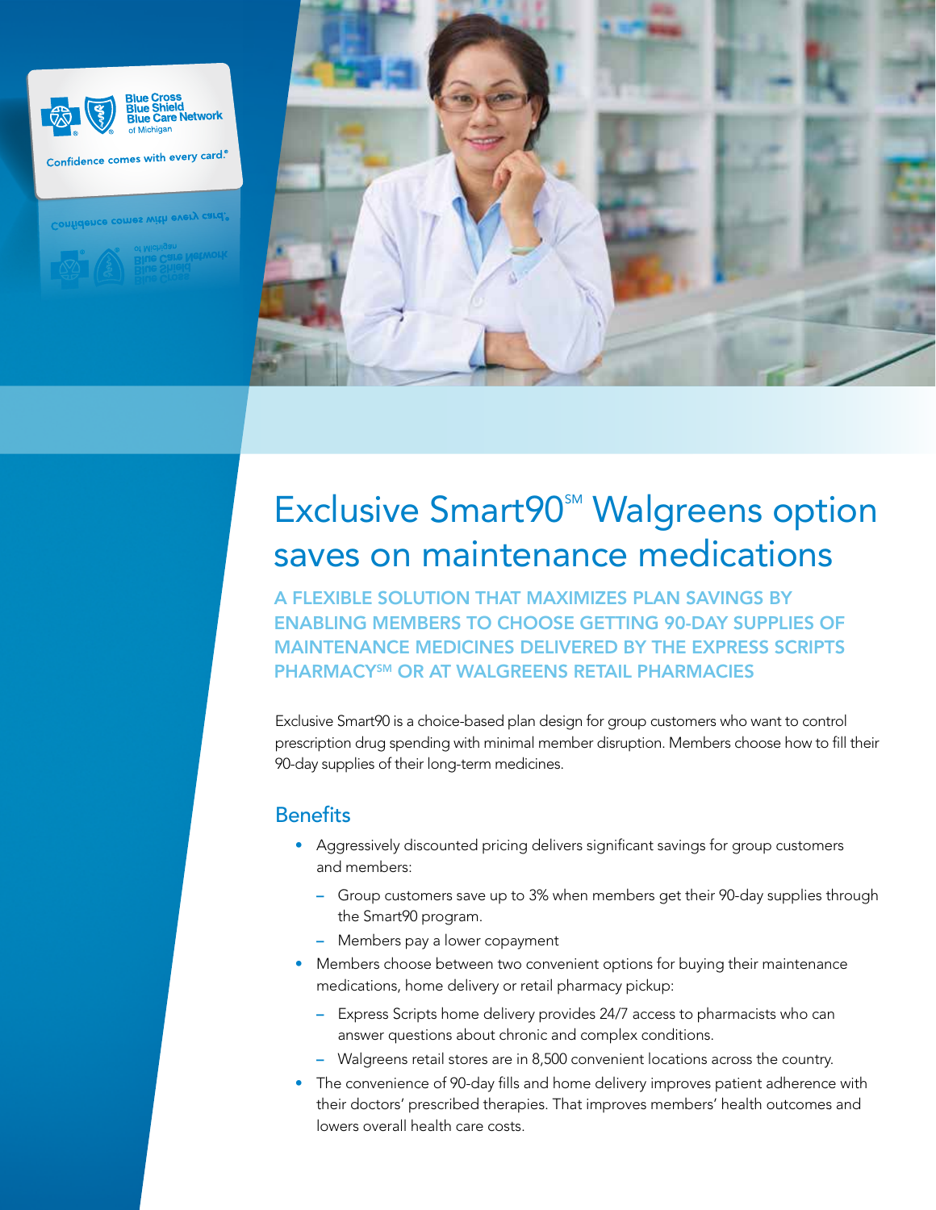# Exclusive Smart90℠ Walgreens option saves on maintenance medications

## A FLEXIBLE SOLUTION THAT MAXIMIZES PLAN SAVINGS BY ENABLING MEMBERS TO CHOOSE GETTING 90-DAY SUPPLIES OF MAINTENANCE MEDICINES DELIVERED BY THE EXPRESS SCRIPTS PHARMACY℠ OR AT WALGREENS RETAIL PHARMACIES

Exclusive Smart90 is a choice-based plan design for group customers who want to control prescription drug spending with minimal member disruption. Members choose how to fill their 90-day supplies of their long-term medicines.

## Benefits

- Aggressively discounted pricing delivers significant savings for group customers and members:
  - Group customers save up to 3% when members get their 90-day supplies through the Smart90 program.
  - Members pay a lower copayment
- Members choose between two convenient options for buying their maintenance medications, home delivery or retail pharmacy pickup:
  - Express Scripts home delivery provides 24/7 access to pharmacists who can answer questions about chronic and complex conditions.
  - Walgreens retail stores are in 8,500 convenient locations across the country.
- The convenience of 90-day fills and home delivery improves patient adherence with their doctors' prescribed therapies. That improves members' health outcomes and lowers overall health care costs.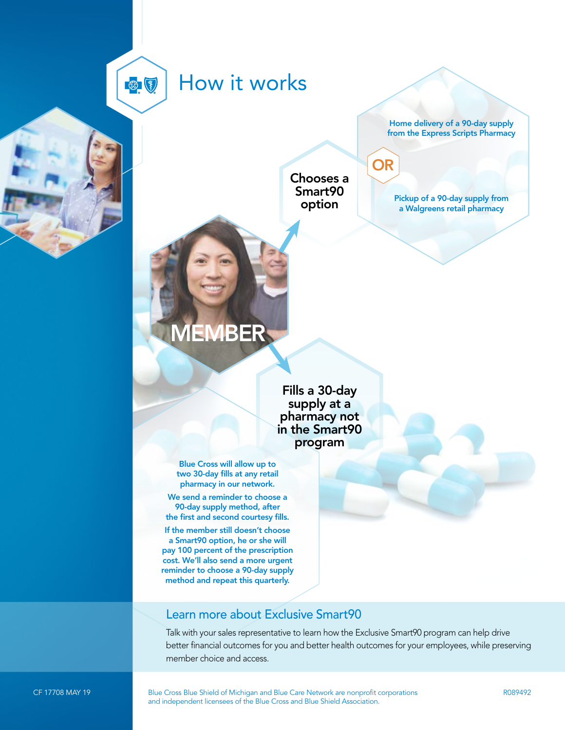# How it works

MEMBER

Chooses a Smart90 option

Home delivery of a 90-day supply from the Express Scripts Pharmacy

OR

Pickup of a 90-day supply from a Walgreens retail pharmacy

Fills a 30-day supply at a pharmacy not in the Smart90 program

Blue Cross will allow up to two 30-day fills at any retail pharmacy in our network.

We send a reminder to choose a 90-day supply method, after the first and second courtesy fills.

If the member still doesn't choose a Smart90 option, he or she will pay 100 percent of the prescription cost. We'll also send a more urgent reminder to choose a 90-day supply method and repeat this quarterly.

## Learn more about Exclusive Smart90

Talk with your sales representative to learn how the Exclusive Smart90 program can help drive better financial outcomes for you and better health outcomes for your employees, while preserving member choice and access.

CF 17708 MAY 19

Blue Cross Blue Shield of Michigan and Blue Care Network are nonprofit corporations and independent licensees of the Blue Cross and Blue Shield Association.

R089492